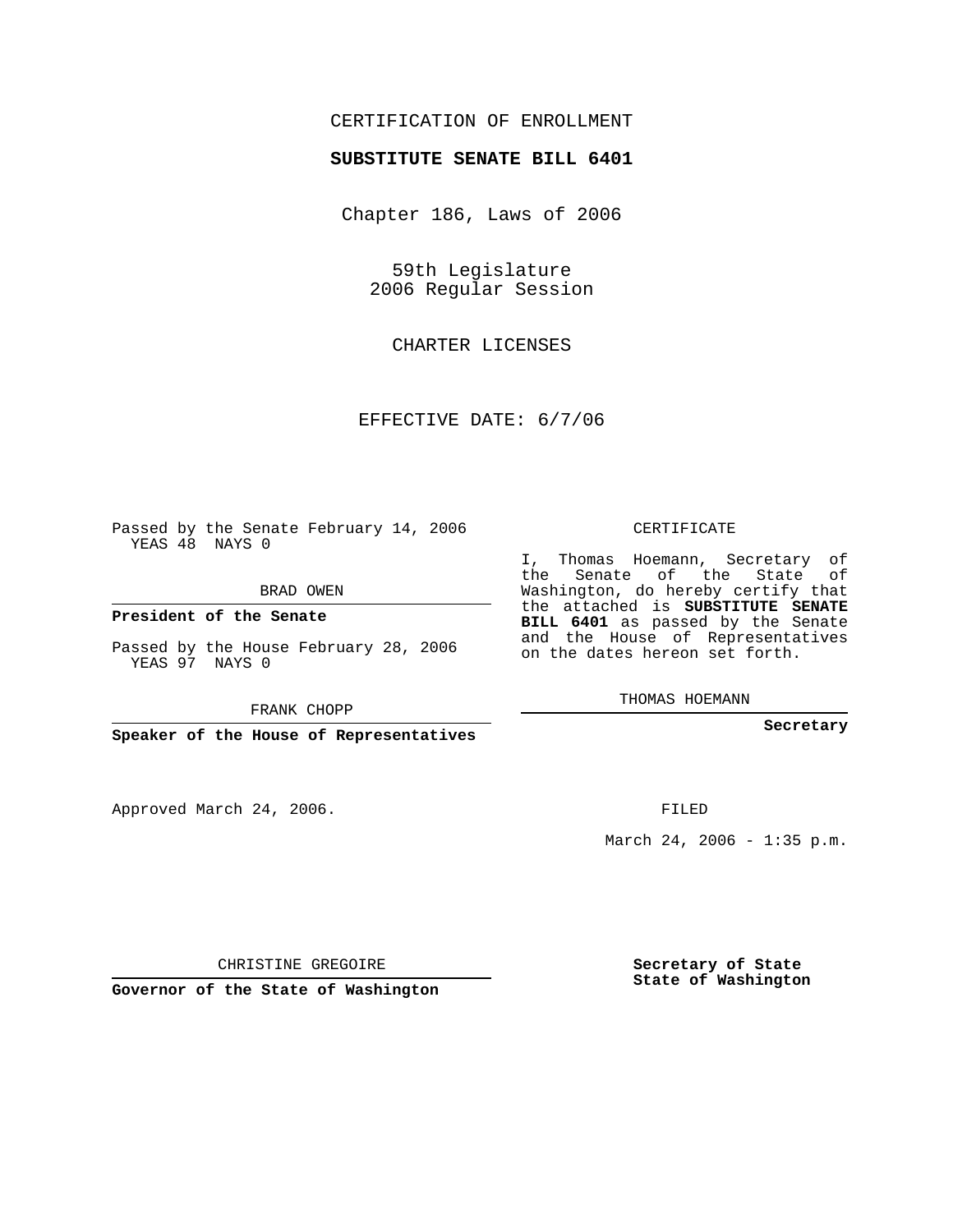CERTIFICATION OF ENROLLMENT

**SUBSTITUTE SENATE BILL 6401**

Chapter 186, Laws of 2006

59th Legislature
2006 Regular Session

CHARTER LICENSES

EFFECTIVE DATE: 6/7/06

Passed by the Senate February 14, 2006
YEAS 48 NAYS 0

BRAD OWEN

**President of the Senate**

Passed by the House February 28, 2006
YEAS 97 NAYS 0

FRANK CHOPP

**Speaker of the House of Representatives**

CERTIFICATE

I, Thomas Hoemann, Secretary of the Senate of the State of Washington, do hereby certify that the attached is **SUBSTITUTE SENATE BILL 6401** as passed by the Senate and the House of Representatives on the dates hereon set forth.

THOMAS HOEMANN

**Secretary**

Approved March 24, 2006.

FILED

March 24, 2006 - 1:35 p.m.

CHRISTINE GREGOIRE

**Governor of the State of Washington**

**Secretary of State**
**State of Washington**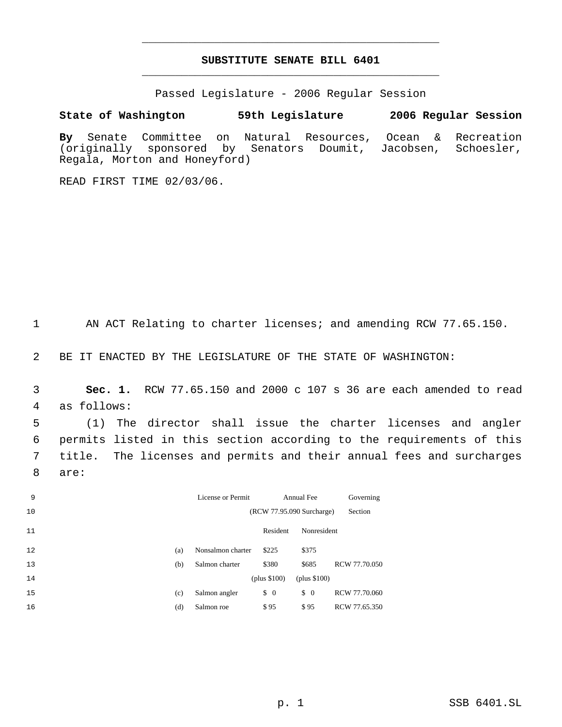# SUBSTITUTE SENATE BILL 6401

Passed Legislature - 2006 Regular Session

**State of Washington 59th Legislature 2006 Regular Session**

**By** Senate Committee on Natural Resources, Ocean & Recreation (originally sponsored by Senators Doumit, Jacobsen, Schoesler, Regala, Morton and Honeyford)

READ FIRST TIME 02/03/06.

AN ACT Relating to charter licenses; and amending RCW 77.65.150.

BE IT ENACTED BY THE LEGISLATURE OF THE STATE OF WASHINGTON:

**Sec. 1.** RCW 77.65.150 and 2000 c 107 s 36 are each amended to read as follows:

(1) The director shall issue the charter licenses and angler permits listed in this section according to the requirements of this title. The licenses and permits and their annual fees and surcharges are:

| | License or Permit | Annual Fee (RCW 77.95.090 Surcharge) | | Governing Section |
|---|---|---|---|---|
| | | Resident | Nonresident | |
| (a) | Nonsalmon charter | $225 | $375 | |
| (b) | Salmon charter | $380 (plus $100) | $685 (plus $100) | RCW 77.70.050 |
| (c) | Salmon angler | $ 0 | $ 0 | RCW 77.70.060 |
| (d) | Salmon roe | $ 95 | $ 95 | RCW 77.65.350 |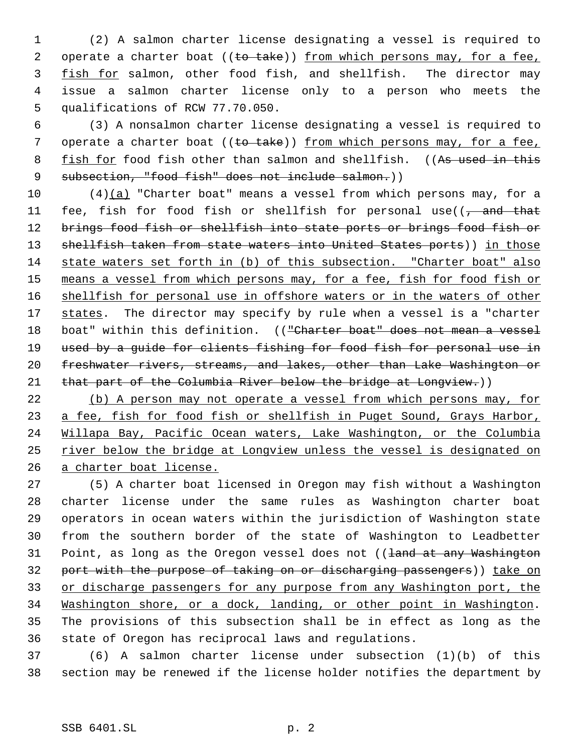(2) A salmon charter license designating a vessel is required to operate a charter boat ((~~to take~~)) <u>from which persons may, for a fee, fish for</u> salmon, other food fish, and shellfish. The director may issue a salmon charter license only to a person who meets the qualifications of RCW 77.70.050.

(3) A nonsalmon charter license designating a vessel is required to operate a charter boat ((~~to take~~)) <u>from which persons may, for a fee, fish for</u> food fish other than salmon and shellfish. ((~~As used in this subsection, "food fish" does not include salmon.~~))

(4)<u>(a)</u> "Charter boat" means a vessel from which persons may, for a fee, fish for food fish or shellfish for personal use((~~, and that brings food fish or shellfish into state ports or brings food fish or shellfish taken from state waters into United States ports~~)) <u>in those state waters set forth in (b) of this subsection. "Charter boat" also means a vessel from which persons may, for a fee, fish for food fish or shellfish for personal use in offshore waters or in the waters of other states</u>. The director may specify by rule when a vessel is a "charter boat" within this definition. ((~~"Charter boat" does not mean a vessel used by a guide for clients fishing for food fish for personal use in freshwater rivers, streams, and lakes, other than Lake Washington or that part of the Columbia River below the bridge at Longview.~~))

<u>(b) A person may not operate a vessel from which persons may, for a fee, fish for food fish or shellfish in Puget Sound, Grays Harbor, Willapa Bay, Pacific Ocean waters, Lake Washington, or the Columbia river below the bridge at Longview unless the vessel is designated on a charter boat license.</u>

(5) A charter boat licensed in Oregon may fish without a Washington charter license under the same rules as Washington charter boat operators in ocean waters within the jurisdiction of Washington state from the southern border of the state of Washington to Leadbetter Point, as long as the Oregon vessel does not ((~~land at any Washington port with the purpose of taking on or discharging passengers~~)) <u>take on or discharge passengers for any purpose from any Washington port, the Washington shore, or a dock, landing, or other point in Washington</u>. The provisions of this subsection shall be in effect as long as the state of Oregon has reciprocal laws and regulations.

(6) A salmon charter license under subsection (1)(b) of this section may be renewed if the license holder notifies the department by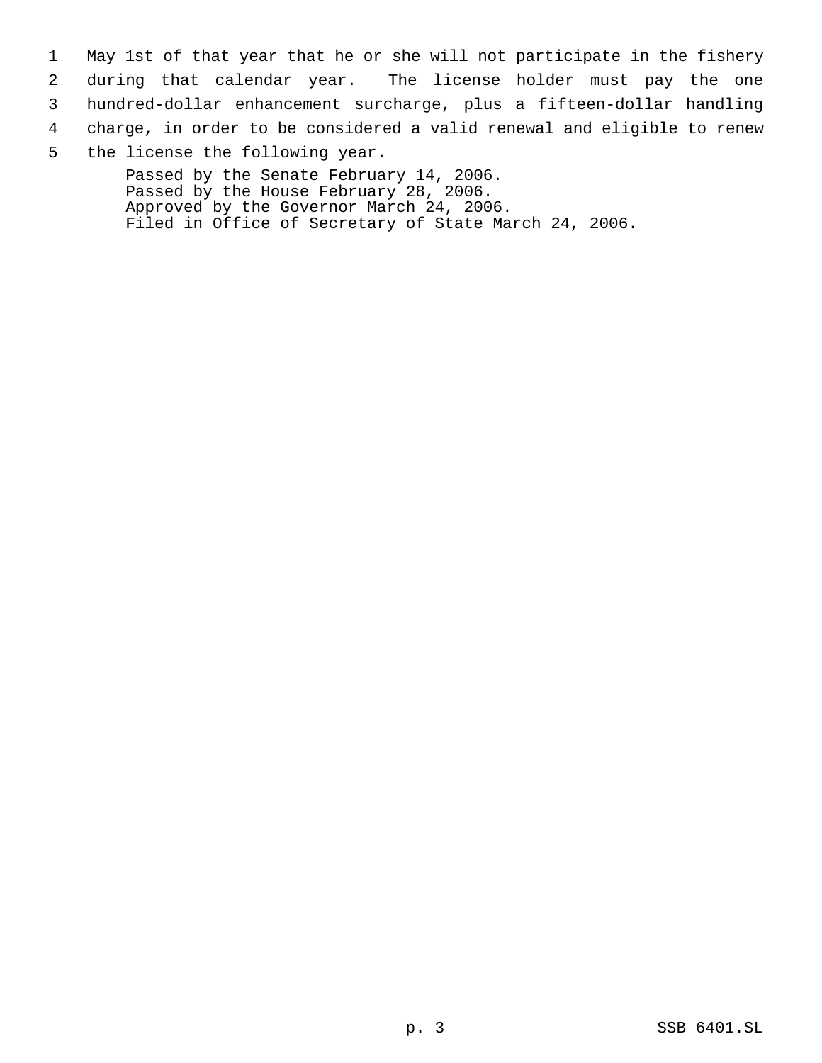May 1st of that year that he or she will not participate in the fishery during that calendar year. The license holder must pay the one hundred-dollar enhancement surcharge, plus a fifteen-dollar handling charge, in order to be considered a valid renewal and eligible to renew the license the following year.

Passed by the Senate February 14, 2006.
Passed by the House February 28, 2006.
Approved by the Governor March 24, 2006.
Filed in Office of Secretary of State March 24, 2006.